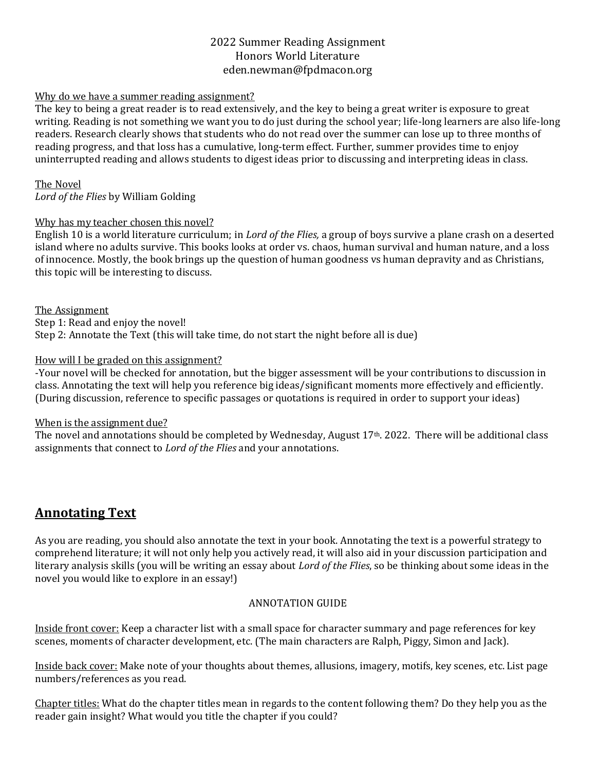2022 Summer Reading Assignment
Honors World Literature
eden.newman@fpdmacon.org

Why do we have a summer reading assignment?

The key to being a great reader is to read extensively, and the key to being a great writer is exposure to great writing. Reading is not something we want you to do just during the school year; life-long learners are also life-long readers. Research clearly shows that students who do not read over the summer can lose up to three months of reading progress, and that loss has a cumulative, long-term effect. Further, summer provides time to enjoy uninterrupted reading and allows students to digest ideas prior to discussing and interpreting ideas in class.

The Novel

*Lord of the Flies* by William Golding

Why has my teacher chosen this novel?

English 10 is a world literature curriculum; in *Lord of the Flies,* a group of boys survive a plane crash on a deserted island where no adults survive. This books looks at order vs. chaos, human survival and human nature, and a loss of innocence. Mostly, the book brings up the question of human goodness vs human depravity and as Christians, this topic will be interesting to discuss.

The Assignment

Step 1: Read and enjoy the novel!
Step 2: Annotate the Text (this will take time, do not start the night before all is due)

How will I be graded on this assignment?

-Your novel will be checked for annotation, but the bigger assessment will be your contributions to discussion in class. Annotating the text will help you reference big ideas/significant moments more effectively and efficiently. (During discussion, reference to specific passages or quotations is required in order to support your ideas)

When is the assignment due?

The novel and annotations should be completed by Wednesday, August 17th. 2022. There will be additional class assignments that connect to *Lord of the Flies* and your annotations.

## Annotating Text

As you are reading, you should also annotate the text in your book. Annotating the text is a powerful strategy to comprehend literature; it will not only help you actively read, it will also aid in your discussion participation and literary analysis skills (you will be writing an essay about *Lord of the Flies*, so be thinking about some ideas in the novel you would like to explore in an essay!)

ANNOTATION GUIDE

Inside front cover: Keep a character list with a small space for character summary and page references for key scenes, moments of character development, etc. (The main characters are Ralph, Piggy, Simon and Jack).

Inside back cover: Make note of your thoughts about themes, allusions, imagery, motifs, key scenes, etc. List page numbers/references as you read.

Chapter titles: What do the chapter titles mean in regards to the content following them? Do they help you as the reader gain insight? What would you title the chapter if you could?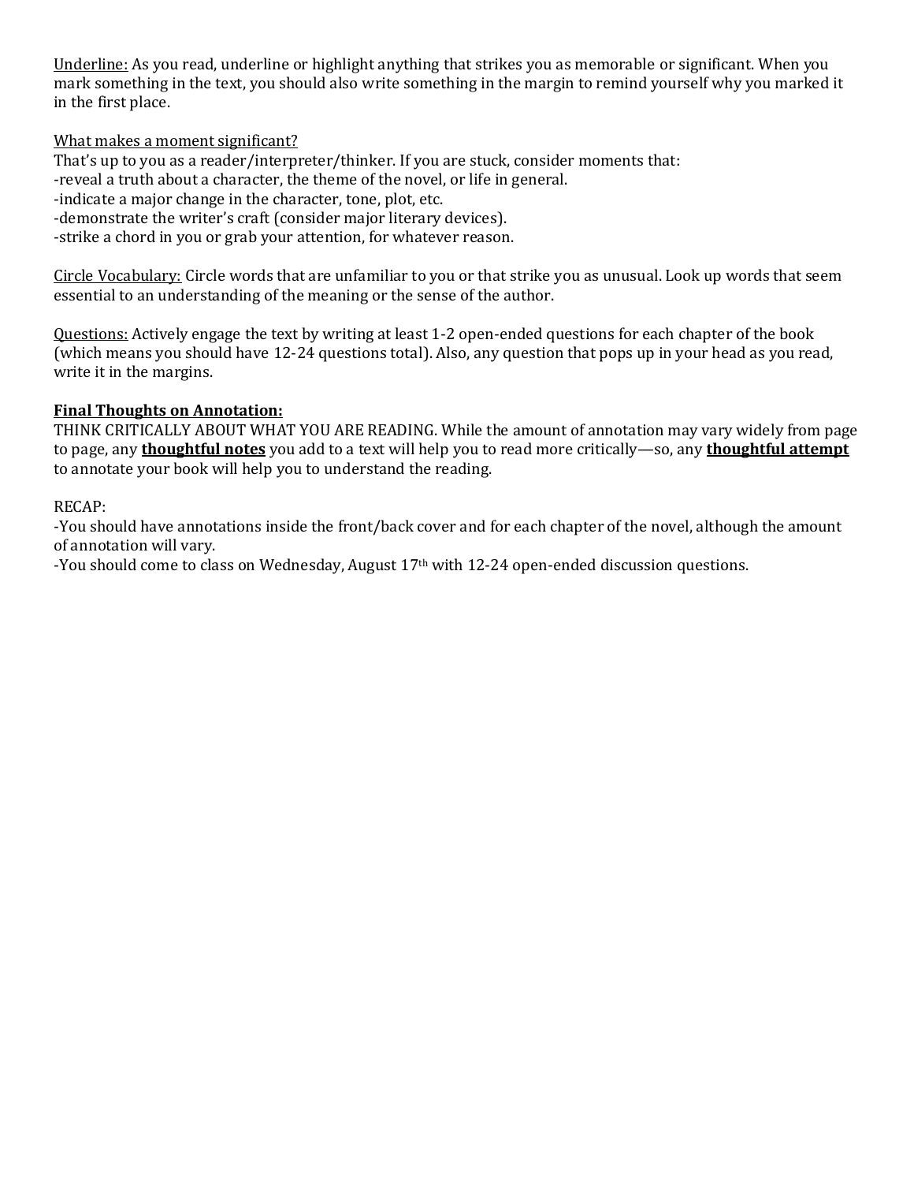Underline: As you read, underline or highlight anything that strikes you as memorable or significant. When you mark something in the text, you should also write something in the margin to remind yourself why you marked it in the first place.

What makes a moment significant?
That's up to you as a reader/interpreter/thinker. If you are stuck, consider moments that:
-reveal a truth about a character, the theme of the novel, or life in general.
-indicate a major change in the character, tone, plot, etc.
-demonstrate the writer's craft (consider major literary devices).
-strike a chord in you or grab your attention, for whatever reason.

Circle Vocabulary: Circle words that are unfamiliar to you or that strike you as unusual. Look up words that seem essential to an understanding of the meaning or the sense of the author.

Questions: Actively engage the text by writing at least 1-2 open-ended questions for each chapter of the book (which means you should have 12-24 questions total). Also, any question that pops up in your head as you read, write it in the margins.

**Final Thoughts on Annotation:**
THINK CRITICALLY ABOUT WHAT YOU ARE READING. While the amount of annotation may vary widely from page to page, any **thoughtful notes** you add to a text will help you to read more critically—so, any **thoughtful attempt** to annotate your book will help you to understand the reading.

RECAP:
-You should have annotations inside the front/back cover and for each chapter of the novel, although the amount of annotation will vary.
-You should come to class on Wednesday, August 17th with 12-24 open-ended discussion questions.